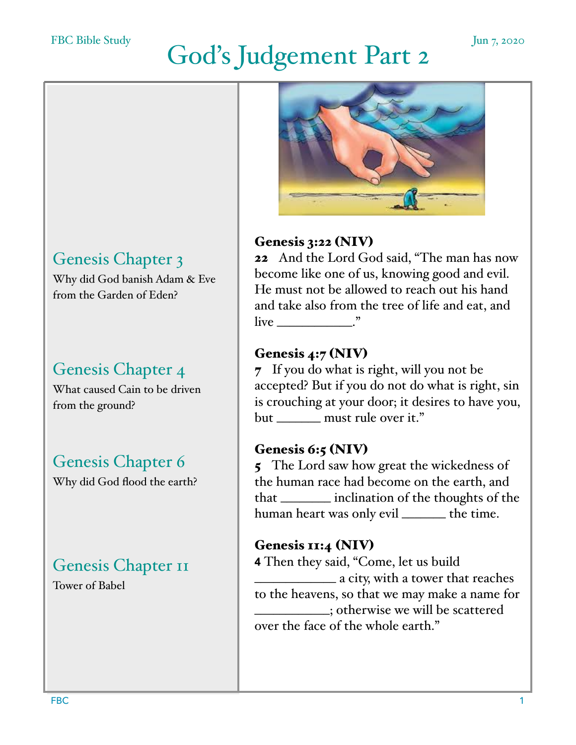FBC Bible Study

Jun 7, 2020

# God's Judgement Part 2

## Genesis Chapter 3

Why did God banish Adam & Eve from the Garden of Eden?

**Genesis 3:22 (NIV)**

**22** And the Lord God said, "The man has now become like one of us, knowing good and evil. He must not be allowed to reach out his hand and take also from the tree of life and eat, and live ___________."

## Genesis Chapter 4

What caused Cain to be driven from the ground?

**Genesis 4:7 (NIV)**

**7** If you do what is right, will you not be accepted? But if you do not do what is right, sin is crouching at your door; it desires to have you, but ______ must rule over it."

## Genesis Chapter 6

Why did God flood the earth?

**Genesis 6:5 (NIV)**

**5** The Lord saw how great the wickedness of the human race had become on the earth, and that _______ inclination of the thoughts of the human heart was only evil ______ the time.

## Genesis Chapter 11

Tower of Babel

**Genesis 11:4 (NIV)**

**4** Then they said, "Come, let us build ____________ a city, with a tower that reaches to the heavens, so that we may make a name for ___________; otherwise we will be scattered over the face of the whole earth."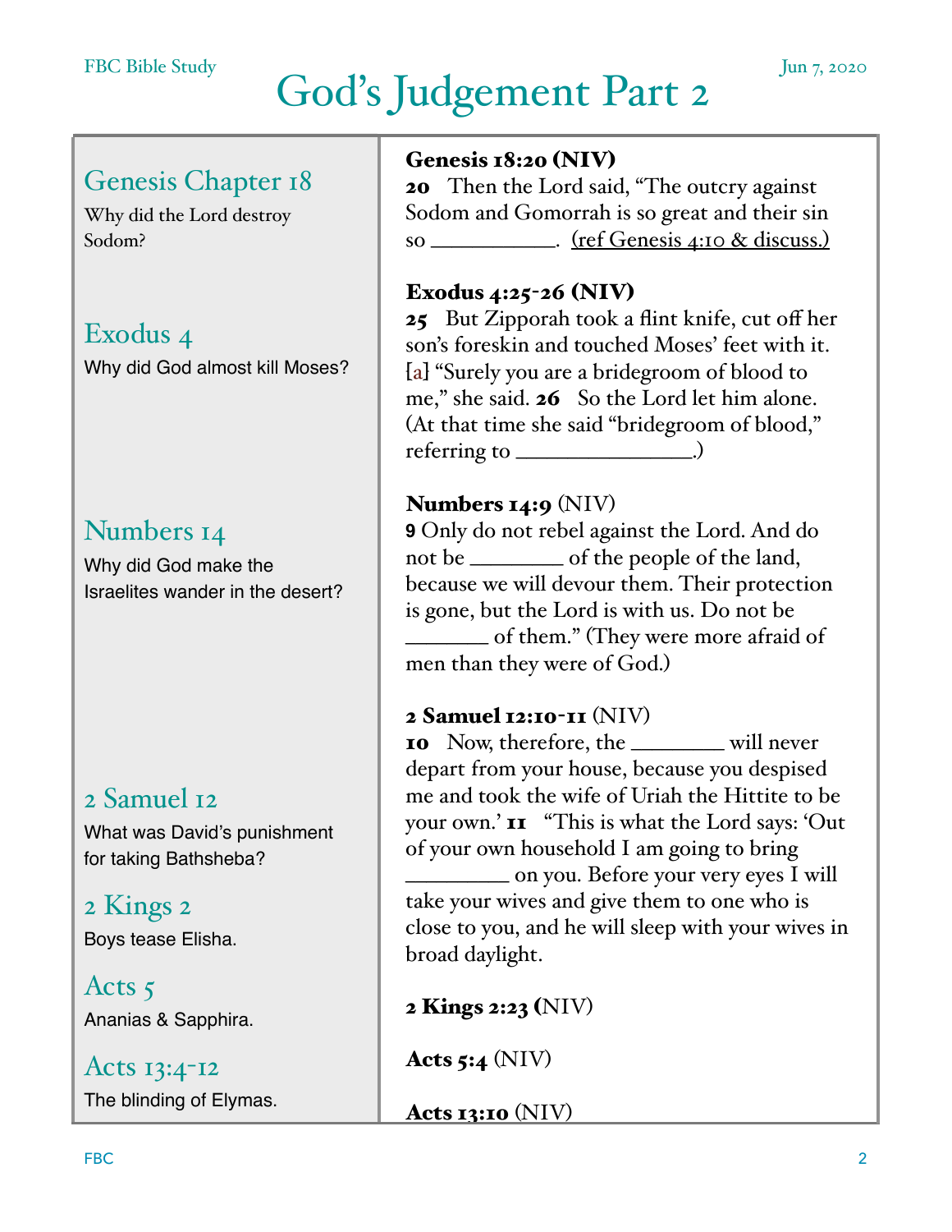# God's Judgement Part 2

FBC Bible Study — Jun 7, 2020

## Genesis Chapter 18

Why did the Lord destroy Sodom?

**Genesis 18:20 (NIV)**
**20** Then the Lord said, "The outcry against Sodom and Gomorrah is so great and their sin so __________. (ref Genesis 4:10 & discuss.)

## Exodus 4

Why did God almost kill Moses?

**Exodus 4:25-26 (NIV)**
**25** But Zipporah took a flint knife, cut off her son's foreskin and touched Moses' feet with it. [a] "Surely you are a bridegroom of blood to me," she said. **26** So the Lord let him alone. (At that time she said "bridegroom of blood," referring to ______________.)

## Numbers 14

Why did God make the Israelites wander in the desert?

**Numbers 14:9** (NIV)
**9** Only do not rebel against the Lord. And do not be ________ of the people of the land, because we will devour them. Their protection is gone, but the Lord is with us. Do not be _______ of them." (They were more afraid of men than they were of God.)

## 2 Samuel 12

What was David's punishment for taking Bathsheba?

**2 Samuel 12:10-11** (NIV)
**10** Now, therefore, the ________ will never depart from your house, because you despised me and took the wife of Uriah the Hittite to be your own.' **11** "This is what the Lord says: 'Out of your own household I am going to bring _________ on you. Before your very eyes I will take your wives and give them to one who is close to you, and he will sleep with your wives in broad daylight.

## 2 Kings 2

Boys tease Elisha.

**2 Kings 2:23 (**NIV)

## Acts 5

Ananias & Sapphira.

**Acts 5:4** (NIV)

## Acts 13:4-12

The blinding of Elymas.

**Acts 13:10** (NIV)